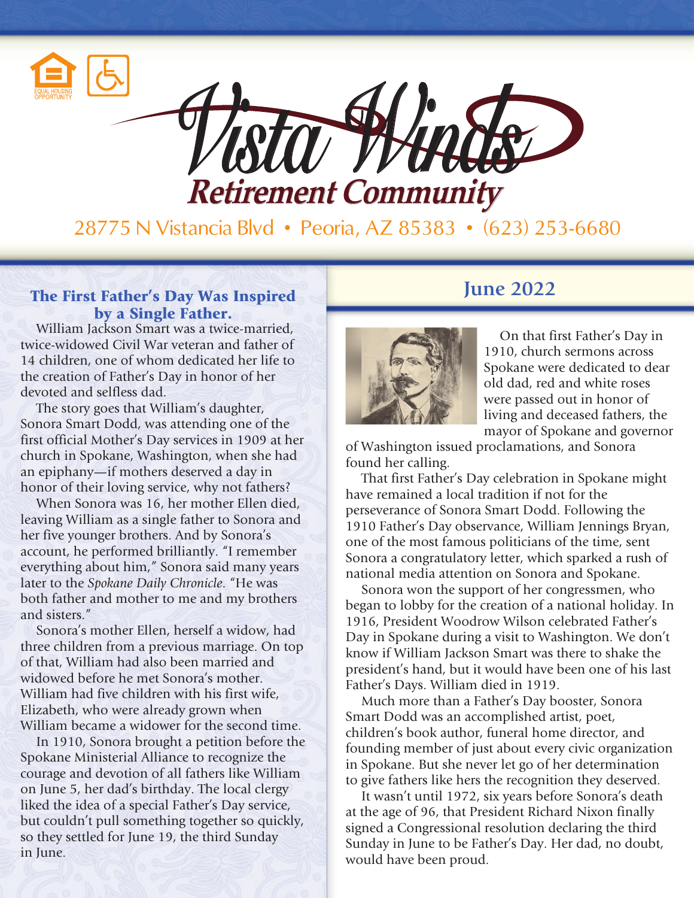# Vista Winds

## Retirement Community

28775 N Vistancia Blvd • Peoria, AZ 85383 • (623) 253-6680

## June 2022

### The First Father's Day Was Inspired by a Single Father.

William Jackson Smart was a twice-married, twice-widowed Civil War veteran and father of 14 children, one of whom dedicated her life to the creation of Father's Day in honor of her devoted and selfless dad.

The story goes that William's daughter, Sonora Smart Dodd, was attending one of the first official Mother's Day services in 1909 at her church in Spokane, Washington, when she had an epiphany—if mothers deserved a day in honor of their loving service, why not fathers?

When Sonora was 16, her mother Ellen died, leaving William as a single father to Sonora and her five younger brothers. And by Sonora's account, he performed brilliantly. "I remember everything about him," Sonora said many years later to the *Spokane Daily Chronicle*. "He was both father and mother to me and my brothers and sisters."

Sonora's mother Ellen, herself a widow, had three children from a previous marriage. On top of that, William had also been married and widowed before he met Sonora's mother. William had five children with his first wife, Elizabeth, who were already grown when William became a widower for the second time.

In 1910, Sonora brought a petition before the Spokane Ministerial Alliance to recognize the courage and devotion of all fathers like William on June 5, her dad's birthday. The local clergy liked the idea of a special Father's Day service, but couldn't pull something together so quickly, so they settled for June 19, the third Sunday in June.

On that first Father's Day in 1910, church sermons across Spokane were dedicated to dear old dad, red and white roses were passed out in honor of living and deceased fathers, the mayor of Spokane and governor of Washington issued proclamations, and Sonora found her calling.

That first Father's Day celebration in Spokane might have remained a local tradition if not for the perseverance of Sonora Smart Dodd. Following the 1910 Father's Day observance, William Jennings Bryan, one of the most famous politicians of the time, sent Sonora a congratulatory letter, which sparked a rush of national media attention on Sonora and Spokane.

Sonora won the support of her congressmen, who began to lobby for the creation of a national holiday. In 1916, President Woodrow Wilson celebrated Father's Day in Spokane during a visit to Washington. We don't know if William Jackson Smart was there to shake the president's hand, but it would have been one of his last Father's Days. William died in 1919.

Much more than a Father's Day booster, Sonora Smart Dodd was an accomplished artist, poet, children's book author, funeral home director, and founding member of just about every civic organization in Spokane. But she never let go of her determination to give fathers like hers the recognition they deserved.

It wasn't until 1972, six years before Sonora's death at the age of 96, that President Richard Nixon finally signed a Congressional resolution declaring the third Sunday in June to be Father's Day. Her dad, no doubt, would have been proud.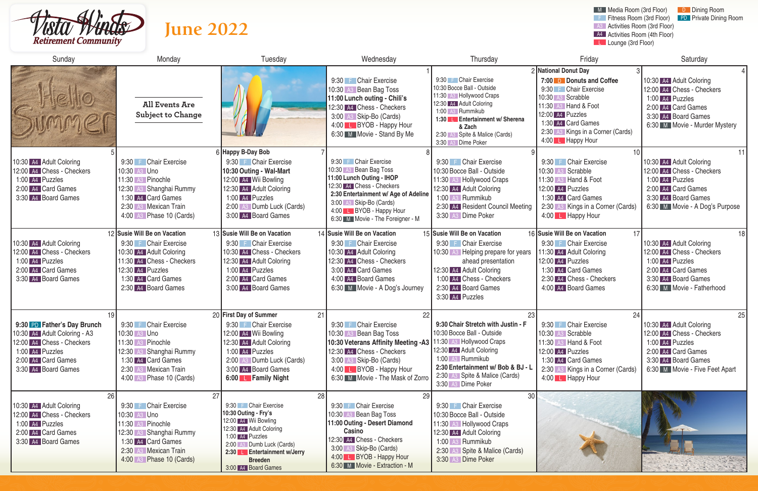# Vista Winds Retirement Community

## June 2022

**Legend:**
- M – Media Room (3rd Floor)
- F – Fitness Room (3rd Floor)
- A3 – Activities Room (3rd Floor)
- A4 – Activities Room (4th Floor)
- L – Lounge (3rd Floor)
- D – Dining Room
- PD – Private Dining Room

| Sunday | Monday | Tuesday | Wednesday | Thursday | Friday | Saturday |
|---|---|---|---|---|---|---|
| Hello Summer | **All Events Are Subject to Change** | | **1**<br>9:30 F Chair Exercise<br>10:30 A3 Bean Bag Toss<br>**11:00 Lunch outing - Chili's**<br>12:30 A4 Chess - Checkers<br>3:00 A3 Skip-Bo (Cards)<br>4:00 L BYOB - Happy Hour<br>6:30 M Movie - Stand By Me | **2**<br>9:30 F Chair Exercise<br>10:30 Bocce Ball - Outside<br>11:30 A3 Hollywood Craps<br>12:30 A4 Adult Coloring<br>1:00 A3 Rummikub<br>**1:30 L Entertainment w/ Sherena & Zach**<br>2:30 A3 Spite & Malice (Cards)<br>3:30 A3 Dime Poker | **3**<br>**National Donut Day**<br>**7:00 D Donuts and Coffee**<br>9:30 F Chair Exercise<br>10:30 A3 Scrabble<br>11:30 A3 Hand & Foot<br>12:00 A4 Puzzles<br>1:30 A4 Card Games<br>2:30 A3 Kings in a Corner (Cards)<br>4:00 L Happy Hour | **4**<br>10:30 A4 Adult Coloring<br>12:00 A4 Chess - Checkers<br>1:00 A4 Puzzles<br>2:00 A4 Card Games<br>3:30 A4 Board Games<br>6:30 M Movie - Murder Mystery |
| **5**<br>10:30 A4 Adult Coloring<br>12:00 A4 Chess - Checkers<br>1:00 A4 Puzzles<br>2:00 A4 Card Games<br>3:30 A4 Board Games | **6**<br>9:30 F Chair Exercise<br>10:30 A3 Uno<br>11:30 A3 Pinochle<br>12:30 A3 Shanghai Rummy<br>1:30 A4 Card Games<br>2:30 A3 Mexican Train<br>4:00 A3 Phase 10 (Cards) | **7**<br>**Happy B-Day Bob**<br>9:30 F Chair Exercise<br>**10:30 Outing - Wal-Mart**<br>12:00 A4 Wii Bowling<br>12:30 A4 Adult Coloring<br>1:00 A4 Puzzles<br>2:00 A3 Dumb Luck (Cards)<br>3:00 A4 Board Games | **8**<br>9:30 F Chair Exercise<br>10:30 A3 Bean Bag Toss<br>**11:00 Lunch Outing - IHOP**<br>12:30 A4 Chess - Checkers<br>**2:30 Entertainment w/ Age of Adeline**<br>3:00 A3 Skip-Bo (Cards)<br>4:00 L BYOB - Happy Hour<br>6:30 M Movie - The Foreigner - M | **9**<br>9:30 F Chair Exercise<br>10:30 Bocce Ball - Outside<br>11:30 A3 Hollywood Craps<br>12:30 A4 Adult Coloring<br>1:00 A3 Rummikub<br>2:30 A4 Resident Council Meeting<br>3:30 A3 Dime Poker | **10**<br>9:30 F Chair Exercise<br>10:30 A3 Scrabble<br>11:30 A3 Hand & Foot<br>12:00 A4 Puzzles<br>1:30 A4 Card Games<br>2:30 A3 Kings in a Corner (Cards)<br>4:00 L Happy Hour | **11**<br>10:30 A4 Adult Coloring<br>12:00 A4 Chess - Checkers<br>1:00 A4 Puzzles<br>2:00 A4 Card Games<br>3:30 A4 Board Games<br>6:30 M Movie - A Dog's Purpose |
| **12**<br>10:30 A4 Adult Coloring<br>12:00 A4 Chess - Checkers<br>1:00 A4 Puzzles<br>2:00 A4 Card Games<br>3:30 A4 Board Games | **13**<br>**Susie Will Be on Vacation**<br>9:30 F Chair Exercise<br>10:30 A4 Adult Coloring<br>11:30 A4 Chess - Checkers<br>12:30 A4 Puzzles<br>1:30 A4 Card Games<br>2:30 A4 Board Games | **14**<br>**Susie Will Be on Vacation**<br>9:30 F Chair Exercise<br>10:30 A4 Chess - Checkers<br>12:30 A4 Adult Coloring<br>1:00 A4 Puzzles<br>2:00 A4 Card Games<br>3:00 A4 Board Games | **15**<br>**Susie Will Be on Vacation**<br>9:30 F Chair Exercise<br>10:30 A4 Adult Coloring<br>12:30 A4 Chess - Checkers<br>3:00 A4 Card Games<br>4:00 A4 Board Games<br>6:30 M Movie - A Dog's Journey | **16**<br>**Susie Will Be on Vacation**<br>9:30 F Chair Exercise<br>10:30 A3 Helping prepare for years ahead presentation<br>12:30 A4 Adult Coloring<br>1:00 A4 Chess - Checkers<br>2:30 A4 Board Games<br>3:30 A4 Puzzles | **17**<br>**Susie Will Be on Vacation**<br>9:30 F Chair Exercise<br>11:30 A4 Adult Coloring<br>12:00 A4 Puzzles<br>1:30 A4 Card Games<br>2:30 A4 Chess - Checkers<br>4:00 A4 Board Games | **18**<br>10:30 A4 Adult Coloring<br>12:00 A4 Chess - Checkers<br>1:00 A4 Puzzles<br>2:00 A4 Card Games<br>3:30 A4 Board Games<br>6:30 M Movie - Fatherhood |
| **19**<br>**9:30 PD Father's Day Brunch**<br>10:30 A4 Adult Coloring - A3<br>12:00 A4 Chess - Checkers<br>1:00 A4 Puzzles<br>2:00 A4 Card Games<br>3:30 A4 Board Games | **20**<br>9:30 F Chair Exercise<br>10:30 A3 Uno<br>11:30 A3 Pinochle<br>12:30 A3 Shanghai Rummy<br>1:30 A4 Card Games<br>2:30 A3 Mexican Train<br>4:00 A3 Phase 10 (Cards) | **21**<br>**First Day of Summer**<br>9:30 F Chair Exercise<br>12:00 A4 Wii Bowling<br>12:30 A4 Adult Coloring<br>1:00 A4 Puzzles<br>2:00 A3 Dumb Luck (Cards)<br>3:00 A4 Board Games<br>**6:00 L Family Night** | **22**<br>9:30 F Chair Exercise<br>10:30 A3 Bean Bag Toss<br>**10:30 Veterans Affinity Meeting -A3**<br>12:30 A4 Chess - Checkers<br>3:00 A3 Skip-Bo (Cards)<br>4:00 L BYOB - Happy Hour<br>6:30 M Movie - The Mask of Zorro | **23**<br>**9:30 Chair Stretch with Justin - F**<br>10:30 Bocce Ball - Outside<br>11:30 A3 Hollywood Craps<br>12:30 A4 Adult Coloring<br>1:00 A3 Rummikub<br>**2:30 Entertainment w/ Bob & BJ - L**<br>2:30 A3 Spite & Malice (Cards)<br>3:30 A3 Dime Poker | **24**<br>9:30 F Chair Exercise<br>10:30 A3 Scrabble<br>11:30 A3 Hand & Foot<br>12:00 A4 Puzzles<br>1:30 A4 Card Games<br>2:30 A3 Kings in a Corner (Cards)<br>4:00 L Happy Hour | **25**<br>10:30 A4 Adult Coloring<br>12:00 A4 Chess - Checkers<br>1:00 A4 Puzzles<br>2:00 A4 Card Games<br>3:30 A4 Board Games<br>6:30 M Movie - Five Feet Apart |
| **26**<br>10:30 A4 Adult Coloring<br>12:00 A4 Chess - Checkers<br>1:00 A4 Puzzles<br>2:00 A4 Card Games<br>3:30 A4 Board Games | **27**<br>9:30 F Chair Exercise<br>10:30 A3 Uno<br>11:30 A3 Pinochle<br>12:30 A3 Shanghai Rummy<br>1:30 A4 Card Games<br>2:30 A3 Mexican Train<br>4:00 A3 Phase 10 (Cards) | **28**<br>9:30 F Chair Exercise<br>**10:30 Outing - Fry's**<br>12:00 A4 Wii Bowling<br>12:30 A4 Adult Coloring<br>1:00 A4 Puzzles<br>2:00 A3 Dumb Luck (Cards)<br>**2:30 L Entertainment w/Jerry Breeden**<br>3:00 A4 Board Games | **29**<br>9:30 F Chair Exercise<br>10:30 A3 Bean Bag Toss<br>**11:00 Outing - Desert Diamond Casino**<br>12:30 A4 Chess - Checkers<br>3:00 A3 Skip-Bo (Cards)<br>4:00 L BYOB - Happy Hour<br>6:30 M Movie - Extraction - M | **30**<br>9:30 F Chair Exercise<br>10:30 Bocce Ball - Outside<br>11:30 A3 Hollywood Craps<br>12:30 A4 Adult Coloring<br>1:00 A3 Rummikub<br>2:30 A3 Spite & Malice (Cards)<br>3:30 A3 Dime Poker | | |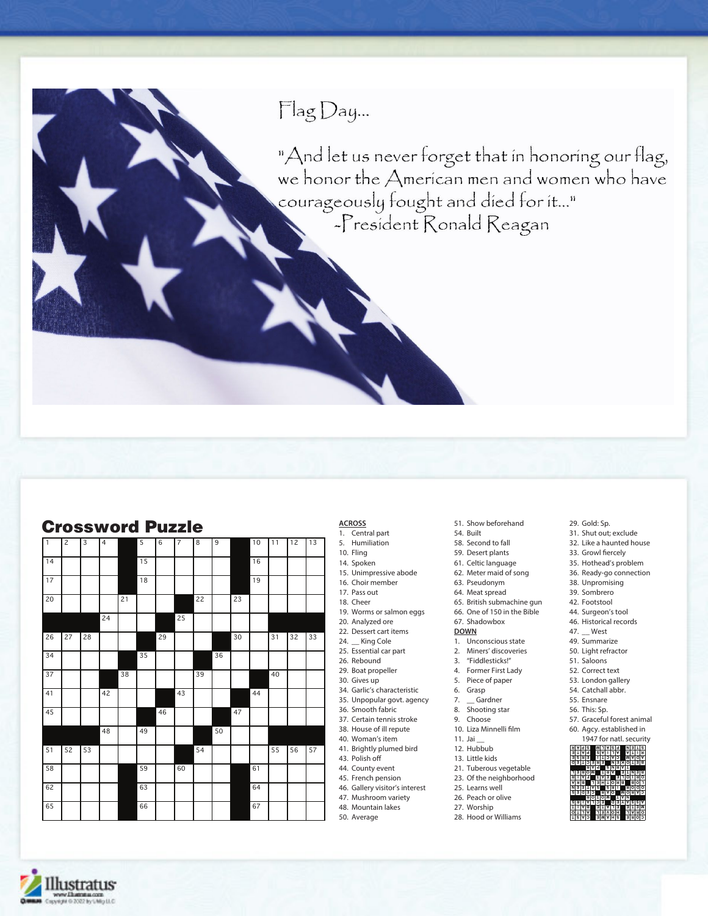Flag Day...

"And let us never forget that in honoring our flag, we honor the American men and women who have courageously fought and died for it..."
-President Ronald Reagan

## Crossword Puzzle

**ACROSS**

1. Central part
5. Humiliation
10. Fling
14. Spoken
15. Unimpressive abode
16. Choir member
17. Pass out
18. Cheer
19. Worms or salmon eggs
20. Analyzed ore
22. Dessert cart items
24. __ King Cole
25. Essential car part
26. Rebound
29. Boat propeller
30. Gives up
34. Garlic's characteristic
35. Unpopular govt. agency
36. Smooth fabric
37. Certain tennis stroke
38. House of ill repute
40. Woman's item
41. Brightly plumed bird
43. Polish off
44. County event
45. French pension
46. Gallery visitor's interest
47. Mushroom variety
48. Mountain lakes
50. Average
51. Show beforehand
54. Built
58. Second to fall
59. Desert plants
61. Celtic language
62. Meter maid of song
63. Pseudonym
64. Meat spread
65. British submachine gun
66. One of 150 in the Bible
67. Shadowbox

**DOWN**

1. Unconscious state
2. Miners' discoveries
3. "Fiddlesticks!"
4. Former First Lady
5. Piece of paper
6. Grasp
7. __ Gardner
8. Shooting star
9. Choose
10. Liza Minnelli film
11. Jai __
12. Hubbub
13. Little kids
21. Tuberous vegetable
23. Of the neighborhood
25. Learns well
26. Peach or olive
27. Worship
28. Hood or Williams
29. Gold: Sp.
31. Shut out; exclude
32. Like a haunted house
33. Growl fiercely
35. Hothead's problem
36. Ready-go connection
38. Unpromising
39. Sombrero
42. Footstool
44. Surgeon's tool
46. Historical records
47. __ West
49. Summarize
50. Light refractor
51. Saloons
52. Correct text
53. London gallery
54. Catchall abbr.
55. Ensnare
56. This: Sp.
57. Graceful forest animal
60. Agcy. established in 1947 for natl. security